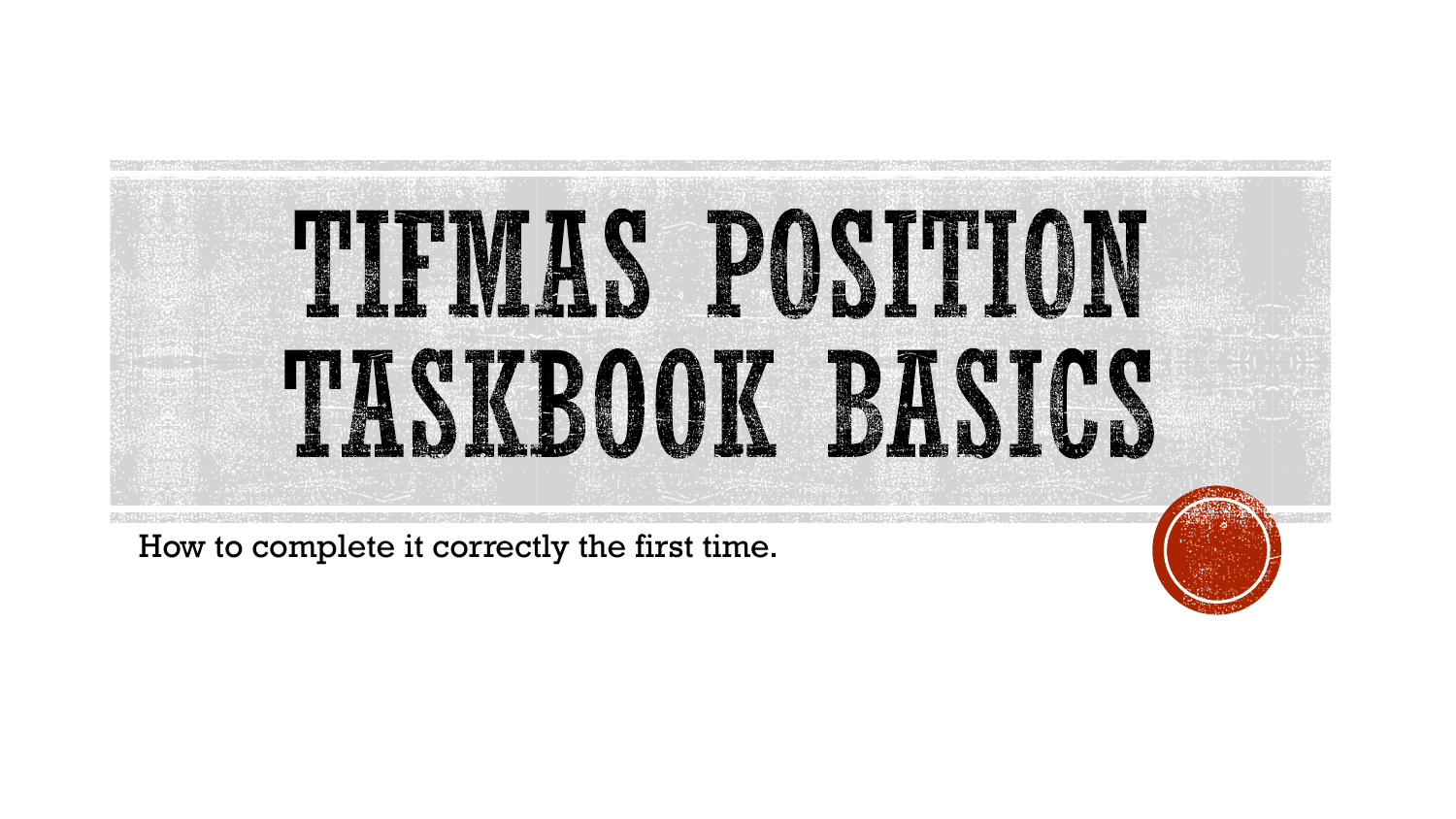# TIFMAS POSITION TASKBOOK BASICS

How to complete it correctly the first time.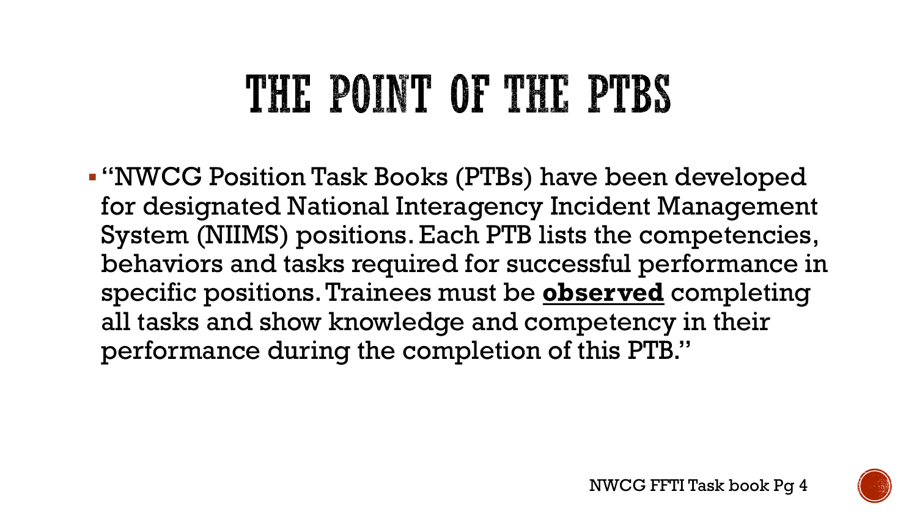# THE POINT OF THE PTBS

- "NWCG Position Task Books (PTBs) have been developed for designated National Interagency Incident Management System (NIIMS) positions. Each PTB lists the competencies, behaviors and tasks required for successful performance in specific positions. Trainees must be **observed** completing all tasks and show knowledge and competency in their performance during the completion of this PTB."

NWCG FFTI Task book Pg 4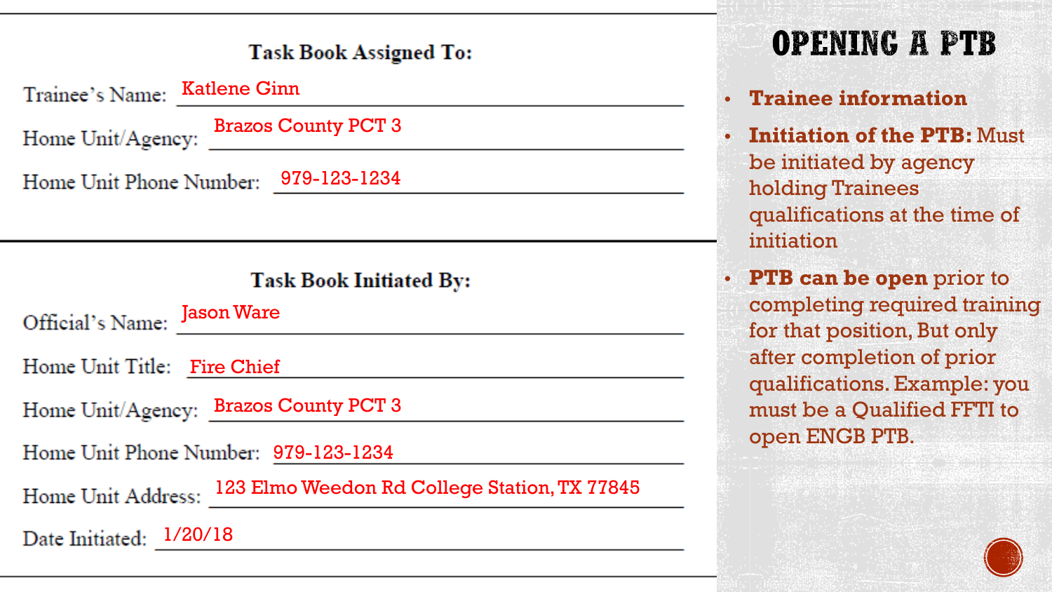# OPENING A PTB

**Task Book Assigned To:**

Trainee's Name: Katlene Ginn

Home Unit/Agency: Brazos County PCT 3

Home Unit Phone Number: 979-123-1234

**Task Book Initiated By:**

Official's Name: Jason Ware

Home Unit Title: Fire Chief

Home Unit/Agency: Brazos County PCT 3

Home Unit Phone Number: 979-123-1234

Home Unit Address: 123 Elmo Weedon Rd College Station, TX 77845

Date Initiated: 1/20/18

- **Trainee information**
- **Initiation of the PTB:** Must be initiated by agency holding Trainees qualifications at the time of initiation
- **PTB can be open** prior to completing required training for that position, But only after completion of prior qualifications. Example: you must be a Qualified FFTI to open ENGB PTB.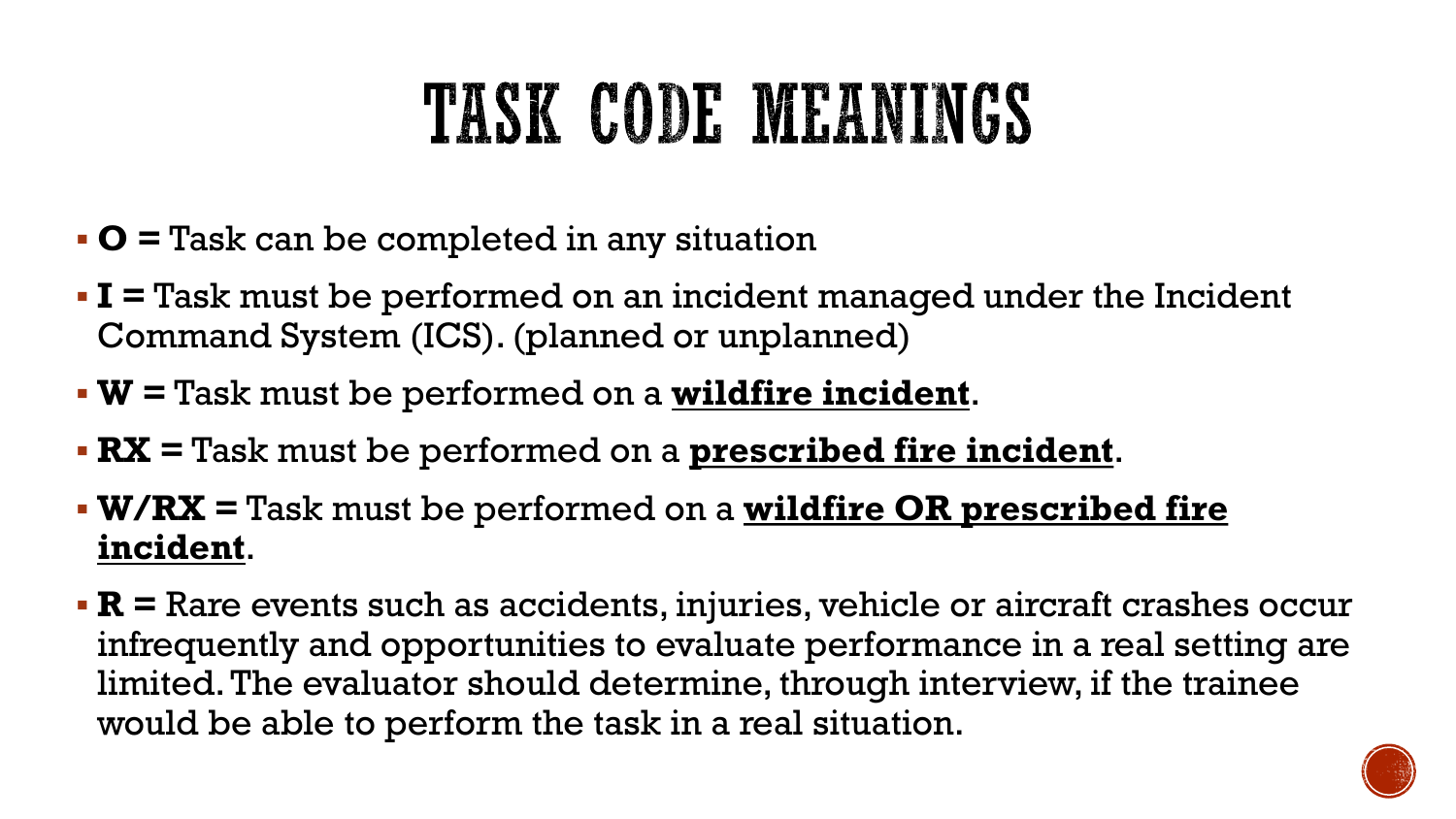# TASK CODE MEANINGS

- **O =** Task can be completed in any situation
- **I =** Task must be performed on an incident managed under the Incident Command System (ICS). (planned or unplanned)
- **W =** Task must be performed on a **wildfire incident**.
- **RX =** Task must be performed on a **prescribed fire incident**.
- **W/RX =** Task must be performed on a **wildfire OR prescribed fire incident**.
- **R =** Rare events such as accidents, injuries, vehicle or aircraft crashes occur infrequently and opportunities to evaluate performance in a real setting are limited. The evaluator should determine, through interview, if the trainee would be able to perform the task in a real situation.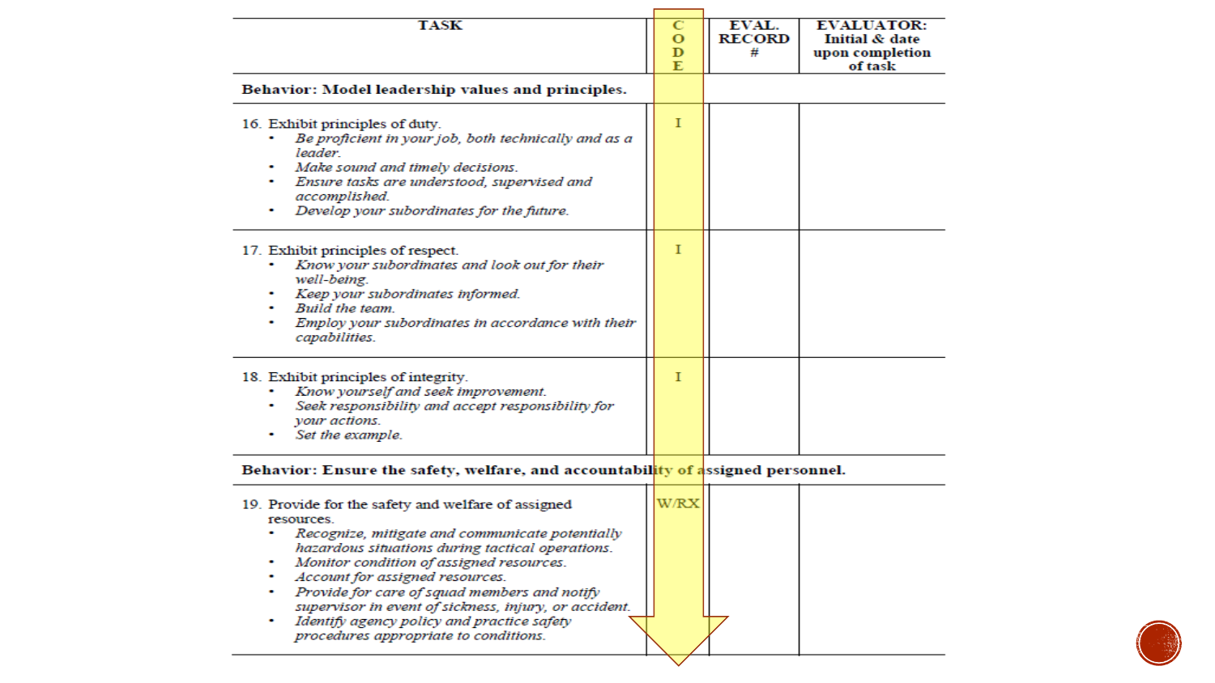| TASK | CODE | EVAL. RECORD # | EVALUATOR: Initial & date upon completion of task |
|---|---|---|---|
| **Behavior: Model leadership values and principles.** | | | |
| 16. Exhibit principles of duty.<br>• *Be proficient in your job, both technically and as a leader.*<br>• *Make sound and timely decisions.*<br>• *Ensure tasks are understood, supervised and accomplished.*<br>• *Develop your subordinates for the future.* | I | | |
| 17. Exhibit principles of respect.<br>• *Know your subordinates and look out for their well-being.*<br>• *Keep your subordinates informed.*<br>• *Build the team.*<br>• *Employ your subordinates in accordance with their capabilities.* | I | | |
| 18. Exhibit principles of integrity.<br>• *Know yourself and seek improvement.*<br>• *Seek responsibility and accept responsibility for your actions.*<br>• *Set the example.* | I | | |
| **Behavior: Ensure the safety, welfare, and accountability of assigned personnel.** | | | |
| 19. Provide for the safety and welfare of assigned resources.<br>• *Recognize, mitigate and communicate potentially hazardous situations during tactical operations.*<br>• *Monitor condition of assigned resources.*<br>• *Account for assigned resources.*<br>• *Provide for care of squad members and notify supervisor in event of sickness, injury, or accident.*<br>• *Identify agency policy and practice safety procedures appropriate to conditions.* | W/RX | | |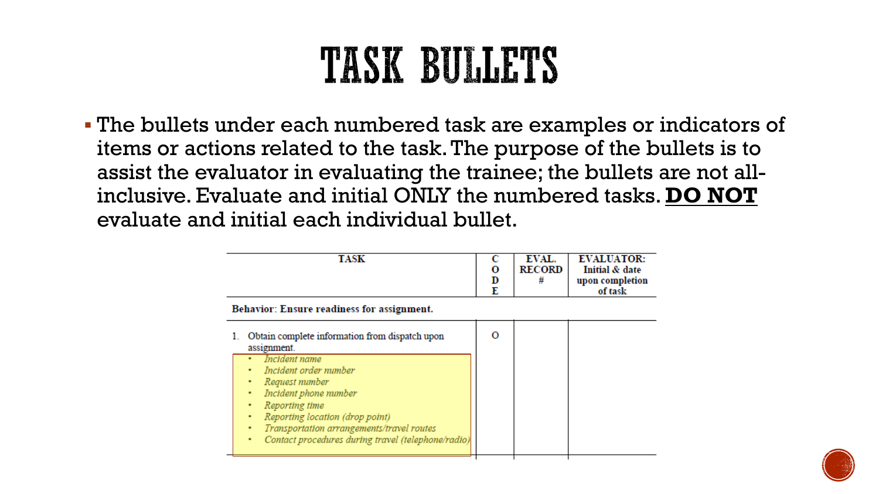# TASK BULLETS

- The bullets under each numbered task are examples or indicators of items or actions related to the task. The purpose of the bullets is to assist the evaluator in evaluating the trainee; the bullets are not all-inclusive. Evaluate and initial ONLY the numbered tasks. <u>**DO NOT**</u> evaluate and initial each individual bullet.

| TASK | CODE | EVAL. RECORD # | EVALUATOR: Initial & date upon completion of task |
|---|---|---|---|
| **Behavior: Ensure readiness for assignment.** | | | |
| 1. Obtain complete information from dispatch upon assignment.<br>• *Incident name*<br>• *Incident order number*<br>• *Request number*<br>• *Incident phone number*<br>• *Reporting time*<br>• *Reporting location (drop point)*<br>• *Transportation arrangements/travel routes*<br>• *Contact procedures during travel (telephone/radio)* | O | | |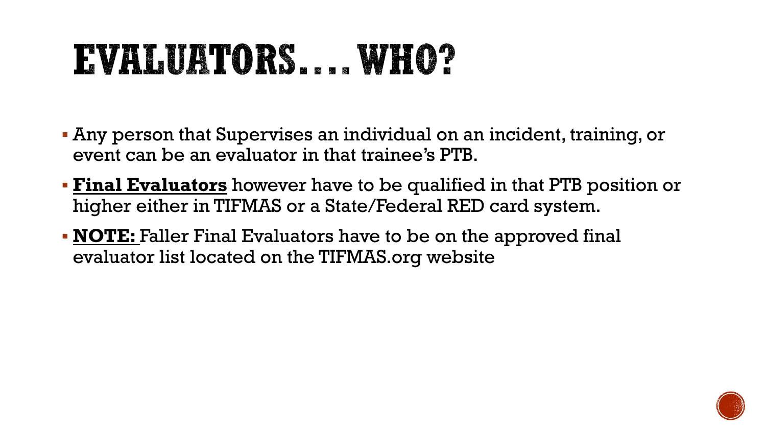# EVALUATORS….WHO?

- Any person that Supervises an individual on an incident, training, or event can be an evaluator in that trainee's PTB.
- **<u>Final Evaluators</u>** however have to be qualified in that PTB position or higher either in TIFMAS or a State/Federal RED card system.
- **<u>NOTE:</u>** Faller Final Evaluators have to be on the approved final evaluator list located on the TIFMAS.org website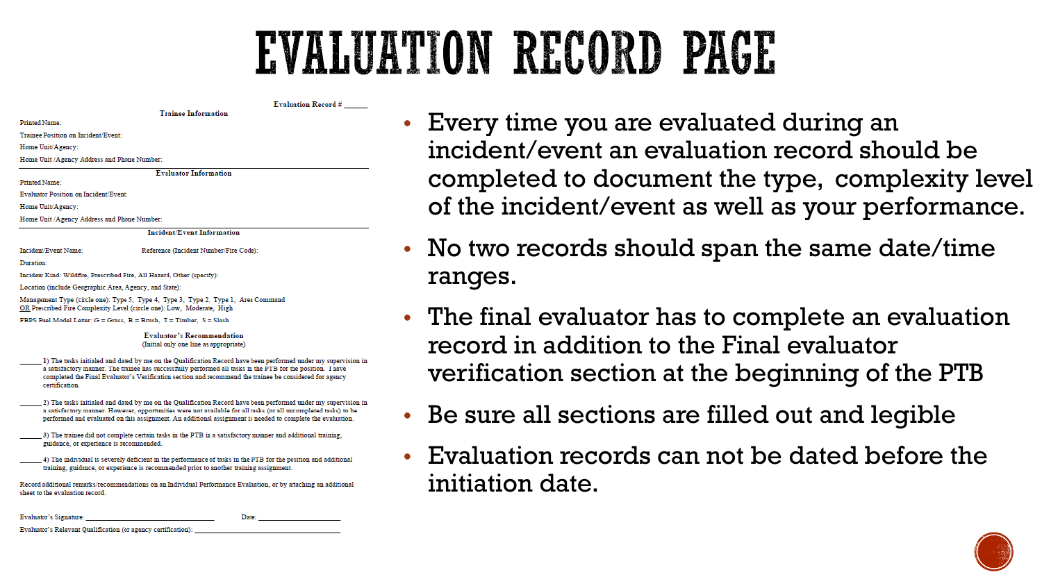# EVALUATION RECORD PAGE

Evaluation Record # ______

**Trainee Information**

Printed Name:

Trainee Position on Incident/Event:

Home Unit/Agency:

Home Unit /Agency Address and Phone Number:

**Evaluator Information**

Printed Name:

Evaluator Position on Incident/Event:

Home Unit/Agency:

Home Unit /Agency Address and Phone Number:

**Incident/Event Information**

Incident/Event Name: Reference (Incident Number/Fire Code):

Duration:

Incident Kind: Wildfire, Prescribed Fire, All Hazard, Other (specify):

Location (include Geographic Area, Agency, and State):

Management Type (circle one): Type 5, Type 4, Type 3, Type 2, Type 1, Area Command
OR Prescribed Fire Complexity Level (circle one): Low, Moderate, High

FBPS Fuel Model Letter: G = Grass, B = Brush, T = Timber, S = Slash

**Evaluator's Recommendation**
(Initial only one line as appropriate)

______ 1) The tasks initialed and dated by me on the Qualification Record have been performed under my supervision in a satisfactory manner. The trainee has successfully performed all tasks in the PTB for the position. I have completed the Final Evaluator's Verification section and recommend the trainee be considered for agency certification.

______ 2) The tasks initialed and dated by me on the Qualification Record have been performed under my supervision in a satisfactory manner. However, opportunities were not available for all tasks (or all uncompleted tasks) to be performed and evaluated on this assignment. An additional assignment is needed to complete the evaluation.

______ 3) The trainee did not complete certain tasks in the PTB in a satisfactory manner and additional training, guidance, or experience is recommended.

______ 4) The individual is severely deficient in the performance of tasks in the PTB for the position and additional training, guidance, or experience is recommended prior to another training assignment.

Record additional remarks/recommendations on an Individual Performance Evaluation, or by attaching an additional sheet to the evaluation record.

Evaluator's Signature: ______________________________ Date: ____________________

Evaluator's Relevant Qualification (or agency certification): ______________________________

- Every time you are evaluated during an incident/event an evaluation record should be completed to document the type, complexity level of the incident/event as well as your performance.
- No two records should span the same date/time ranges.
- The final evaluator has to complete an evaluation record in addition to the Final evaluator verification section at the beginning of the PTB
- Be sure all sections are filled out and legible
- Evaluation records can not be dated before the initiation date.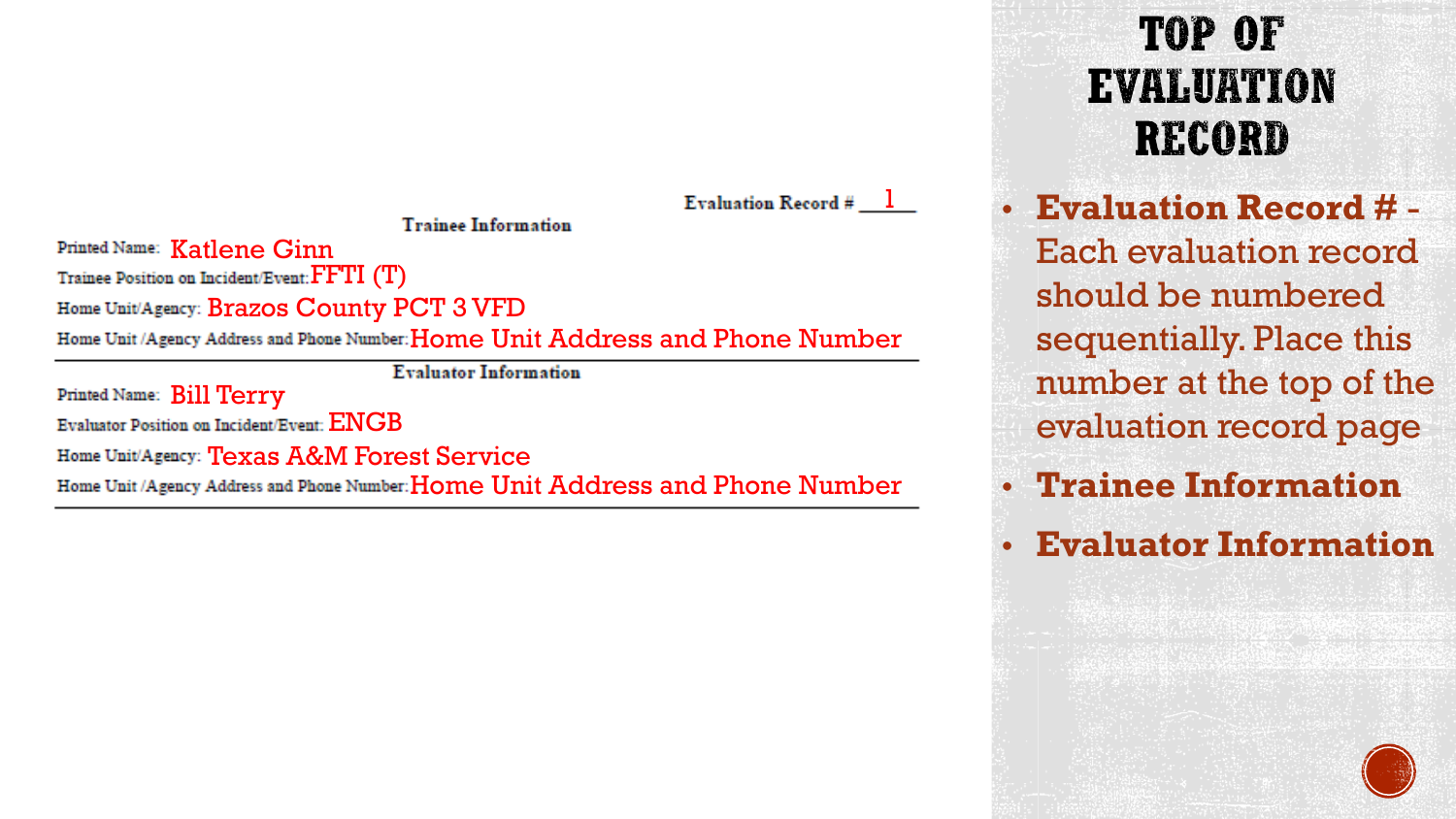# TOP OF EVALUATION RECORD

Evaluation Record # 1

**Trainee Information**

Printed Name: Katlene Ginn

Trainee Position on Incident/Event: FFTI (T)

Home Unit/Agency: Brazos County PCT 3 VFD

Home Unit /Agency Address and Phone Number: Home Unit Address and Phone Number

**Evaluator Information**

Printed Name: Bill Terry

Evaluator Position on Incident/Event: ENGB

Home Unit/Agency: Texas A&M Forest Service

Home Unit /Agency Address and Phone Number: Home Unit Address and Phone Number

- **Evaluation Record #** - Each evaluation record should be numbered sequentially. Place this number at the top of the evaluation record page
- **Trainee Information**
- **Evaluator Information**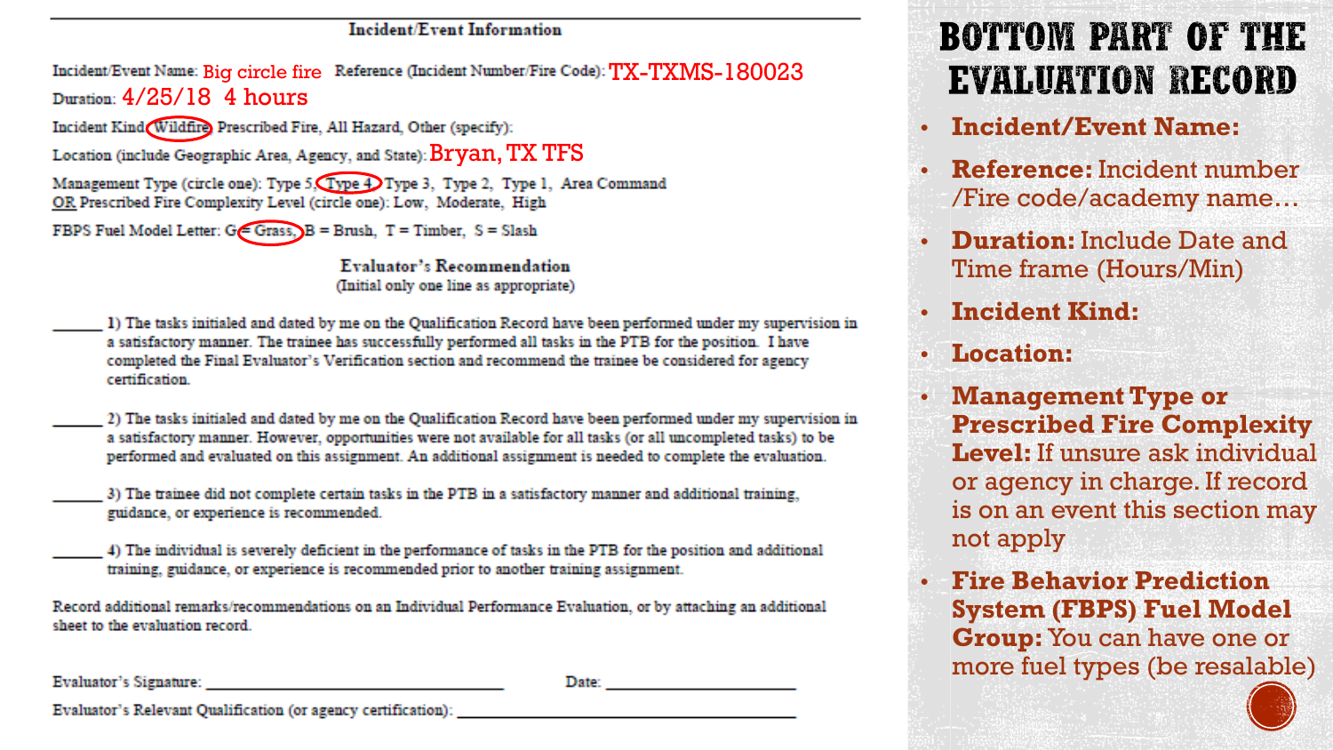## Incident/Event Information

Incident/Event Name: Big circle fire Reference (Incident Number/Fire Code): TX-TXMS-180023

Duration: 4/25/18 4 hours

Incident Kind: (Wildfire) Prescribed Fire, All Hazard, Other (specify):

Location (include Geographic Area, Agency, and State): Bryan, TX TFS

Management Type (circle one): Type 5, (Type 4) Type 3, Type 2, Type 1, Area Command
OR Prescribed Fire Complexity Level (circle one): Low, Moderate, High

FBPS Fuel Model Letter: G (= Grass,) B = Brush, T = Timber, S = Slash

### Evaluator's Recommendation

(Initial only one line as appropriate)

______ 1) The tasks initialed and dated by me on the Qualification Record have been performed under my supervision in a satisfactory manner. The trainee has successfully performed all tasks in the PTB for the position. I have completed the Final Evaluator's Verification section and recommend the trainee be considered for agency certification.

______ 2) The tasks initialed and dated by me on the Qualification Record have been performed under my supervision in a satisfactory manner. However, opportunities were not available for all tasks (or all uncompleted tasks) to be performed and evaluated on this assignment. An additional assignment is needed to complete the evaluation.

______ 3) The trainee did not complete certain tasks in the PTB in a satisfactory manner and additional training, guidance, or experience is recommended.

______ 4) The individual is severely deficient in the performance of tasks in the PTB for the position and additional training, guidance, or experience is recommended prior to another training assignment.

Record additional remarks/recommendations on an Individual Performance Evaluation, or by attaching an additional sheet to the evaluation record.

Evaluator's Signature: ______________________ Date: ______________

Evaluator's Relevant Qualification (or agency certification): ______________________

# Bottom part of the Evaluation Record

- **Incident/Event Name:**
- **Reference:** Incident number /Fire code/academy name…
- **Duration:** Include Date and Time frame (Hours/Min)
- **Incident Kind:**
- **Location:**
- **Management Type or Prescribed Fire Complexity Level:** If unsure ask individual or agency in charge. If record is on an event this section may not apply
- **Fire Behavior Prediction System (FBPS) Fuel Model Group:** You can have one or more fuel types (be resalable)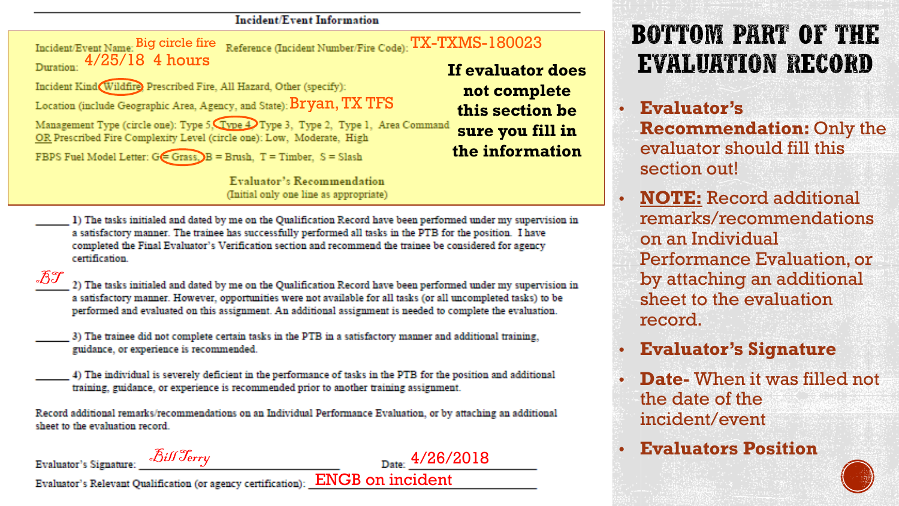# Bottom Part of the Evaluation Record

**Incident/Event Information**

Incident/Event Name: Big circle fire Reference (Incident Number/Fire Code): TX-TXMS-180023

Duration: 4/25/18 4 hours

Incident Kind: (Wildfire) Prescribed Fire, All Hazard, Other (specify):

Location (include Geographic Area, Agency, and State): Bryan, TX TFS

Management Type (circle one): Type 5, (Type 4) Type 3, Type 2, Type 1, Area Command
OR Prescribed Fire Complexity Level (circle one): Low, Moderate, High

FBPS Fuel Model Letter: G (= Grass,) B = Brush, T = Timber, S = Slash

**If evaluator does not complete this section be sure you fill in the information**

**Evaluator's Recommendation**
(Initial only one line as appropriate)

\_\_\_\_\_\_ 1) The tasks initialed and dated by me on the Qualification Record have been performed under my supervision in a satisfactory manner. The trainee has successfully performed all tasks in the PTB for the position. I have completed the Final Evaluator's Verification section and recommend the trainee be considered for agency certification.

BT 2) The tasks initialed and dated by me on the Qualification Record have been performed under my supervision in a satisfactory manner. However, opportunities were not available for all tasks (or all uncompleted tasks) to be performed and evaluated on this assignment. An additional assignment is needed to complete the evaluation.

\_\_\_\_\_\_ 3) The trainee did not complete certain tasks in the PTB in a satisfactory manner and additional training, guidance, or experience is recommended.

\_\_\_\_\_\_ 4) The individual is severely deficient in the performance of tasks in the PTB for the position and additional training, guidance, or experience is recommended prior to another training assignment.

Record additional remarks/recommendations on an Individual Performance Evaluation, or by attaching an additional sheet to the evaluation record.

Evaluator's Signature: Bill Terry Date: 4/26/2018

Evaluator's Relevant Qualification (or agency certification): ENGB on incident

- **Evaluator's Recommendation:** Only the evaluator should fill this section out!
- **NOTE:** Record additional remarks/recommendations on an Individual Performance Evaluation, or by attaching an additional sheet to the evaluation record.
- **Evaluator's Signature**
- **Date-** When it was filled not the date of the incident/event
- **Evaluators Position**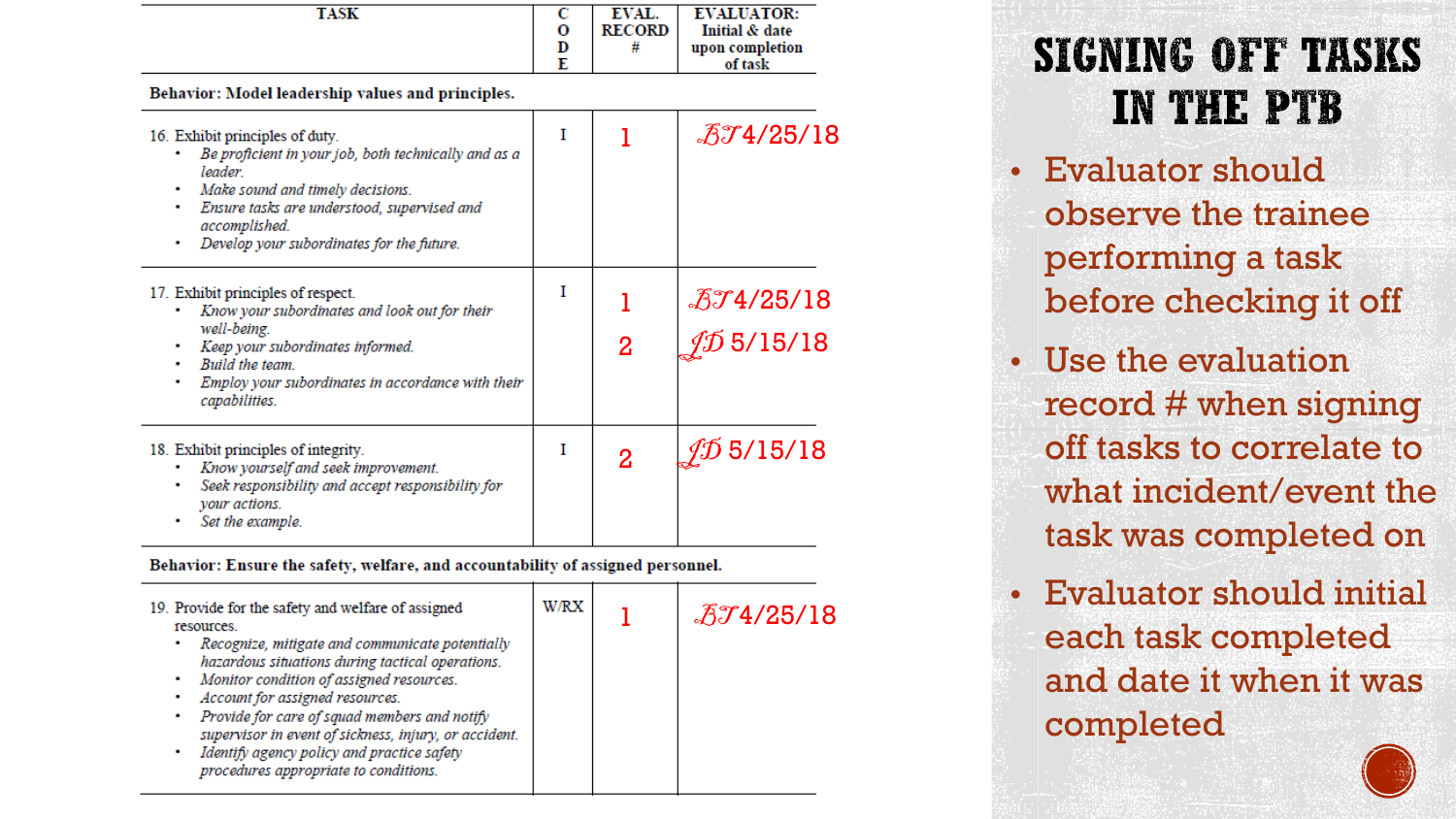# SIGNING OFF TASKS IN THE PTB

| TASK | CODE | EVAL. RECORD # | EVALUATOR: Initial & date upon completion of task |
|---|---|---|---|
| **Behavior: Model leadership values and principles.** | | | |
| 16. Exhibit principles of duty.<br>• *Be proficient in your job, both technically and as a leader.*<br>• *Make sound and timely decisions.*<br>• *Ensure tasks are understood, supervised and accomplished.*<br>• *Develop your subordinates for the future.* | I | 1 | BT 4/25/18 |
| 17. Exhibit principles of respect.<br>• *Know your subordinates and look out for their well-being.*<br>• *Keep your subordinates informed.*<br>• *Build the team.*<br>• *Employ your subordinates in accordance with their capabilities.* | I | 1<br>2 | BT 4/25/18<br>JD 5/15/18 |
| 18. Exhibit principles of integrity.<br>• *Know yourself and seek improvement.*<br>• *Seek responsibility and accept responsibility for your actions.*<br>• *Set the example.* | I | 2 | JD 5/15/18 |
| **Behavior: Ensure the safety, welfare, and accountability of assigned personnel.** | | | |
| 19. Provide for the safety and welfare of assigned resources.<br>• *Recognize, mitigate and communicate potentially hazardous situations during tactical operations.*<br>• *Monitor condition of assigned resources.*<br>• *Account for assigned resources.*<br>• *Provide for care of squad members and notify supervisor in event of sickness, injury, or accident.*<br>• *Identify agency policy and practice safety procedures appropriate to conditions.* | W/RX | 1 | BT 4/25/18 |

- Evaluator should observe the trainee performing a task before checking it off
- Use the evaluation record # when signing off tasks to correlate to what incident/event the task was completed on
- Evaluator should initial each task completed and date it when it was completed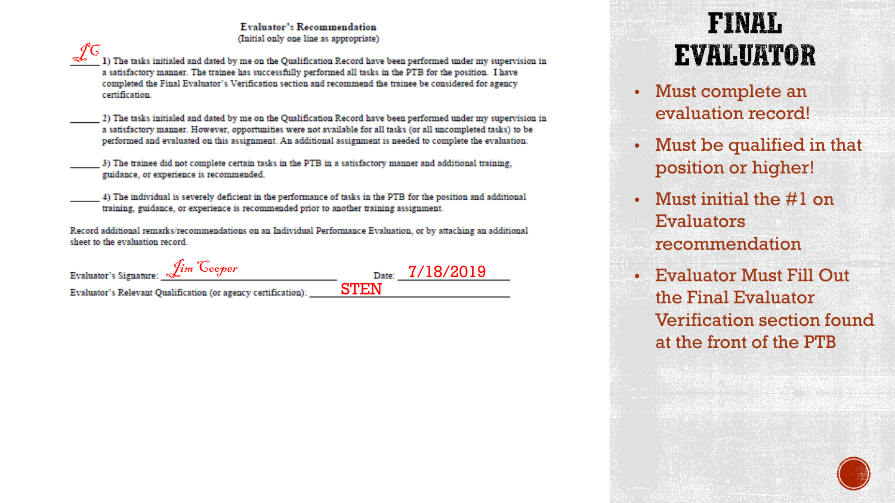# FINAL EVALUATOR

- Must complete an evaluation record!
- Must be qualified in that position or higher!
- Must initial the #1 on Evaluators recommendation
- Evaluator Must Fill Out the Final Evaluator Verification section found at the front of the PTB

## Evaluator's Recommendation

(Initial only one line as appropriate)

JC 1) The tasks initialed and dated by me on the Qualification Record have been performed under my supervision in a satisfactory manner. The trainee has successfully performed all tasks in the PTB for the position. I have completed the Final Evaluator's Verification section and recommend the trainee be considered for agency certification.

______ 2) The tasks initialed and dated by me on the Qualification Record have been performed under my supervision in a satisfactory manner. However, opportunities were not available for all tasks (or all uncompleted tasks) to be performed and evaluated on this assignment. An additional assignment is needed to complete the evaluation.

______ 3) The trainee did not complete certain tasks in the PTB in a satisfactory manner and additional training, guidance, or experience is recommended.

______ 4) The individual is severely deficient in the performance of tasks in the PTB for the position and additional training, guidance, or experience is recommended prior to another training assignment.

Record additional remarks/recommendations on an Individual Performance Evaluation, or by attaching an additional sheet to the evaluation record.

Evaluator's Signature: Jim Cooper Date: 7/18/2019

Evaluator's Relevant Qualification (or agency certification): STEN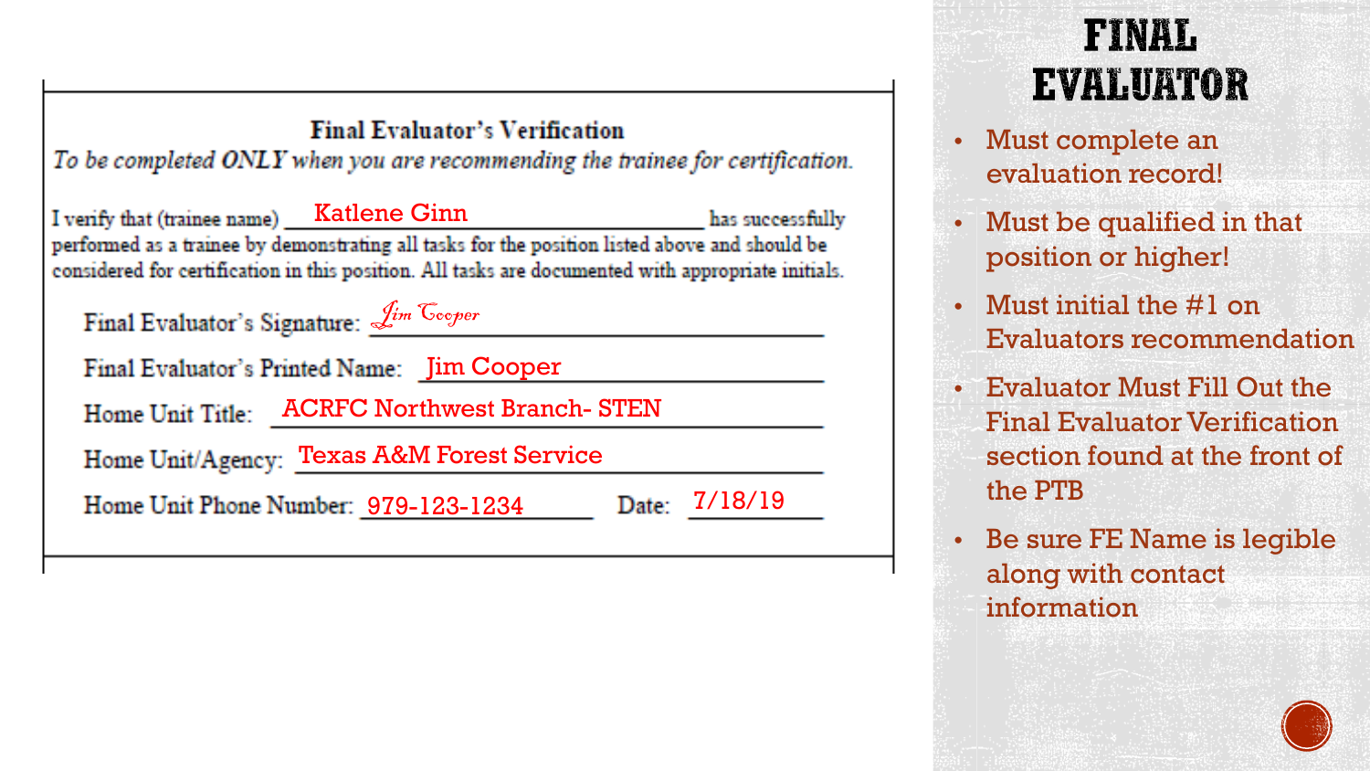# FINAL EVALUATOR

- Must complete an evaluation record!
- Must be qualified in that position or higher!
- Must initial the #1 on Evaluators recommendation
- Evaluator Must Fill Out the Final Evaluator Verification section found at the front of the PTB
- Be sure FE Name is legible along with contact information

**Final Evaluator's Verification**

*To be completed ONLY when you are recommending the trainee for certification.*

I verify that (trainee name) Katlene Ginn has successfully performed as a trainee by demonstrating all tasks for the position listed above and should be considered for certification in this position. All tasks are documented with appropriate initials.

Final Evaluator's Signature: Jim Cooper

Final Evaluator's Printed Name: Jim Cooper

Home Unit Title: ACRFC Northwest Branch- STEN

Home Unit/Agency: Texas A&M Forest Service

Home Unit Phone Number: 979-123-1234 Date: 7/18/19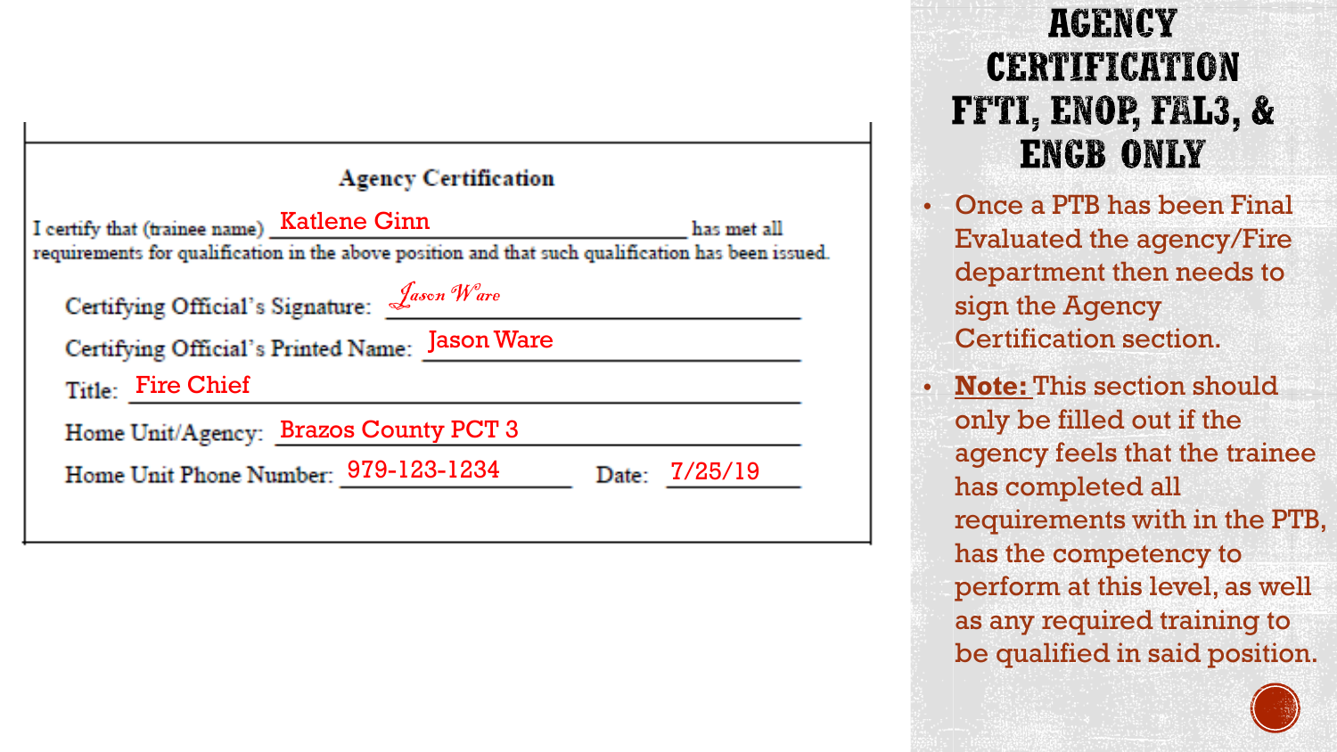# AGENCY CERTIFICATION FFTI, ENOP, FAL3, & ENGB ONLY

**Agency Certification**

I certify that (trainee name) Katlene Ginn has met all requirements for qualification in the above position and that such qualification has been issued.

Certifying Official's Signature: *Jason Ware*

Certifying Official's Printed Name: Jason Ware

Title: Fire Chief

Home Unit/Agency: Brazos County PCT 3

Home Unit Phone Number: 979-123-1234 Date: 7/25/19

- Once a PTB has been Final Evaluated the agency/Fire department then needs to sign the Agency Certification section.
- **Note:** This section should only be filled out if the agency feels that the trainee has completed all requirements with in the PTB, has the competency to perform at this level, as well as any required training to be qualified in said position.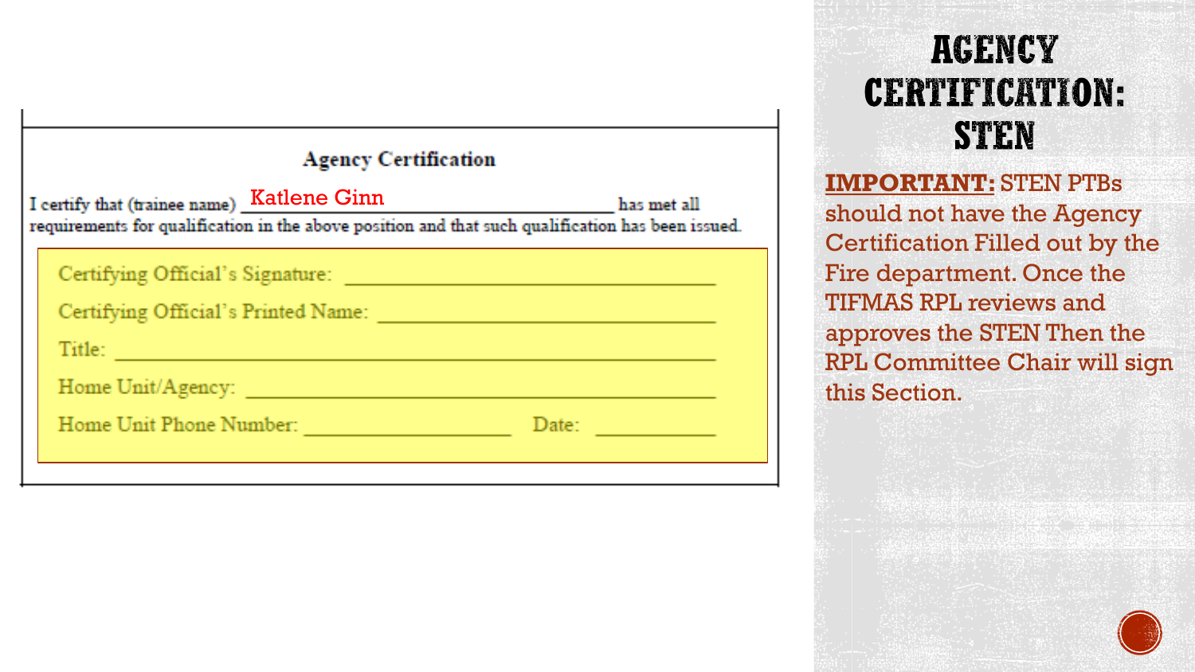# AGENCY CERTIFICATION: STEN

**Agency Certification**

I certify that (trainee name) Katlene Ginn has met all requirements for qualification in the above position and that such qualification has been issued.

Certifying Official's Signature: ____________________

Certifying Official's Printed Name: ____________________

Title: ____________________

Home Unit/Agency: ____________________

Home Unit Phone Number: ____________________ Date: __________

**IMPORTANT:** STEN PTBs should not have the Agency Certification Filled out by the Fire department. Once the TIFMAS RPL reviews and approves the STEN Then the RPL Committee Chair will sign this Section.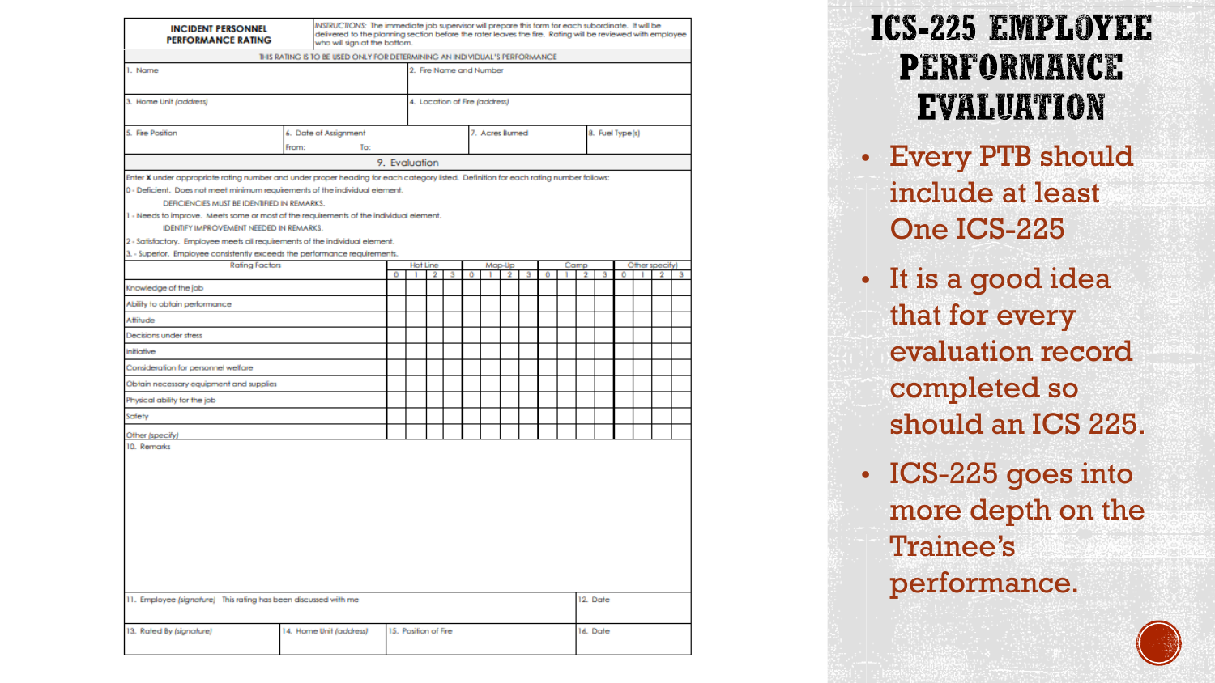# ICS-225 EMPLOYEE PERFORMANCE EVALUATION

- Every PTB should include at least One ICS-225
- It is a good idea that for every evaluation record completed so should an ICS 225.
- ICS-225 goes into more depth on the Trainee's performance.

| INCIDENT PERSONNEL PERFORMANCE RATING | *INSTRUCTIONS:* The immediate job supervisor will prepare this form for each subordinate. It will be delivered to the planning section before the rater leaves the fire. Rating will be reviewed with employee who will sign at the bottom. |
|---|---|

THIS RATING IS TO BE USED ONLY FOR DETERMINING AN INDIVIDUAL'S PERFORMANCE

| 1. Name | 2. Fire Name and Number |
|---|---|
| 3. Home Unit *(address)* | 4. Location of Fire *(address)* |

| 5. Fire Position | 6. Date of Assignment From: To: | 7. Acres Burned | 8. Fuel Type(s) |
|---|---|---|---|

**9. Evaluation**

Enter **X** under appropriate rating number and under proper heading for each category listed. Definition for each rating number follows:

0 - Deficient. Does not meet minimum requirements of the individual element.
DEFICIENCIES MUST BE IDENTIFIED IN REMARKS.

1 - Needs to improve. Meets some or most of the requirements of the individual element.
IDENTIFY IMPROVEMENT NEEDED IN REMARKS.

2 - Satisfactory. Employee meets all requirements of the individual element.

3. - Superior. Employee consistently exceeds the performance requirements.

| Rating Factors | Hot Line | | | | Mop-Up | | | | Camp | | | | Other specify) | | | |
|---|---|---|---|---|---|---|---|---|---|---|---|---|---|---|---|---|
| | 0 | 1 | 2 | 3 | 0 | 1 | 2 | 3 | 0 | 1 | 2 | 3 | 0 | 1 | 2 | 3 |
| Knowledge of the job | | | | | | | | | | | | | | | | |
| Ability to obtain performance | | | | | | | | | | | | | | | | |
| Attitude | | | | | | | | | | | | | | | | |
| Decisions under stress | | | | | | | | | | | | | | | | |
| Initiative | | | | | | | | | | | | | | | | |
| Consideration for personnel welfare | | | | | | | | | | | | | | | | |
| Obtain necessary equipment and supplies | | | | | | | | | | | | | | | | |
| Physical ability for the job | | | | | | | | | | | | | | | | |
| Safety | | | | | | | | | | | | | | | | |
| Other (specify) | | | | | | | | | | | | | | | | |

10. Remarks

| 11. Employee *(signature)* This rating has been discussed with me | | | 12. Date |
|---|---|---|---|
| 13. Rated By *(signature)* | 14. Home Unit *(address)* | 15. Position of Fire | 16. Date |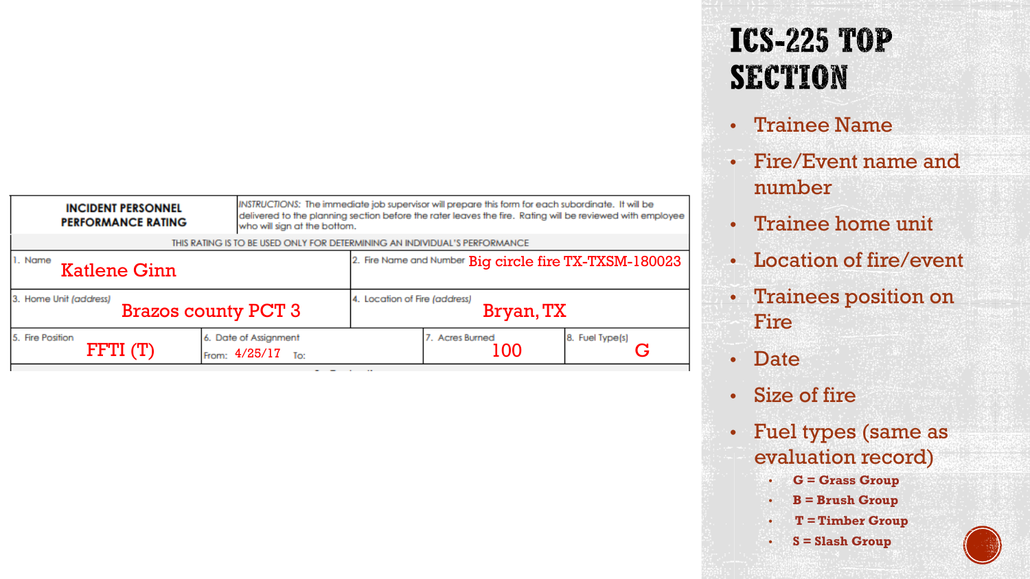# ICS-225 Top Section

| INCIDENT PERSONNEL PERFORMANCE RATING | | *INSTRUCTIONS:* The immediate job supervisor will prepare this form for each subordinate. It will be delivered to the planning section before the rater leaves the fire. Rating will be reviewed with employee who will sign at the bottom. | |
|---|---|---|---|
| THIS RATING IS TO BE USED ONLY FOR DETERMINING AN INDIVIDUAL'S PERFORMANCE | | | |
| 1. Name: Katlene Ginn | | 2. Fire Name and Number: Big circle fire TX-TXSM-180023 | |
| 3. Home Unit *(address)*: Brazos county PCT 3 | | 4. Location of Fire *(address)*: Bryan, TX | |
| 5. Fire Position: FFTI (T) | 6. Date of Assignment From: 4/25/17 To: | 7. Acres Burned: 100 | 8. Fuel Type(s): G |

- Trainee Name
- Fire/Event name and number
- Trainee home unit
- Location of fire/event
- Trainees position on Fire
- Date
- Size of fire
- Fuel types (same as evaluation record)
  - **G = Grass Group**
  - **B = Brush Group**
  - **T = Timber Group**
  - **S = Slash Group**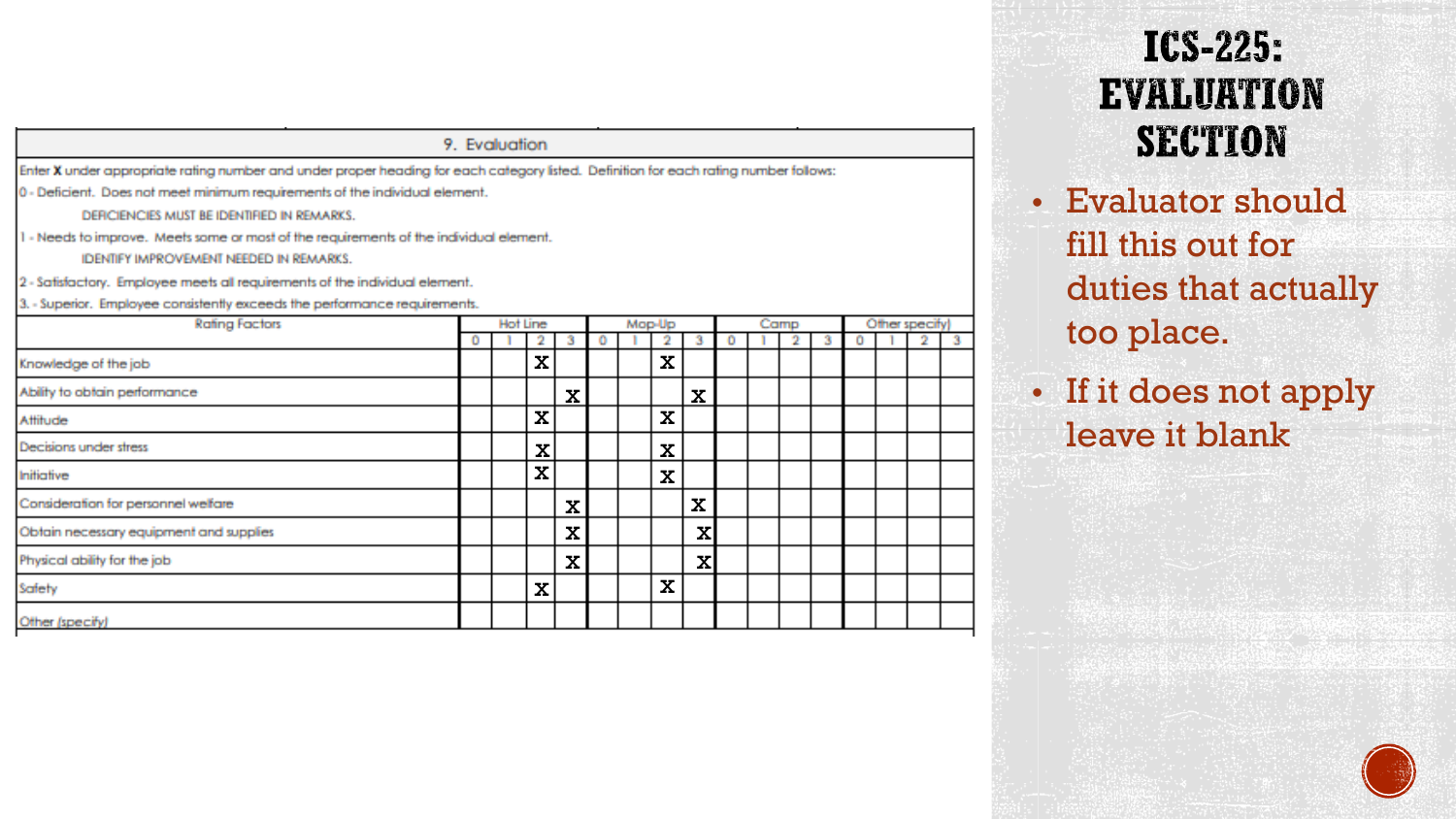# ICS-225: EVALUATION SECTION

| 9. Evaluation | | | | | | | | | | | | | | | | |
|---|---|---|---|---|---|---|---|---|---|---|---|---|---|---|---|---|

Enter **X** under appropriate rating number and under proper heading for each category listed. Definition for each rating number follows:

0 - Deficient. Does not meet minimum requirements of the individual element.
DEFICIENCIES MUST BE IDENTIFIED IN REMARKS.

1 - Needs to improve. Meets some or most of the requirements of the individual element.
IDENTIFY IMPROVEMENT NEEDED IN REMARKS.

2 - Satisfactory. Employee meets all requirements of the individual element.

3. - Superior. Employee consistently exceeds the performance requirements.

| Rating Factors | Hot Line | | | | Mop-Up | | | | Camp | | | | Other specify) | | | |
|---|---|---|---|---|---|---|---|---|---|---|---|---|---|---|---|---|
| | 0 | 1 | 2 | 3 | 0 | 1 | 2 | 3 | 0 | 1 | 2 | 3 | 0 | 1 | 2 | 3 |
| Knowledge of the job | | | X | | | | X | | | | | | | | | |
| Ability to obtain performance | | | | X | | | | X | | | | | | | | |
| Attitude | | | X | | | | X | | | | | | | | | |
| Decisions under stress | | | X | | | | X | | | | | | | | | |
| Initiative | | | X | | | | X | | | | | | | | | |
| Consideration for personnel welfare | | | | X | | | | X | | | | | | | | |
| Obtain necessary equipment and supplies | | | | X | | | | X | | | | | | | | |
| Physical ability for the job | | | | X | | | | X | | | | | | | | |
| Safety | | | X | | | | X | | | | | | | | | |
| Other (specify) | | | | | | | | | | | | | | | | |

- Evaluator should fill this out for duties that actually too place.
- If it does not apply leave it blank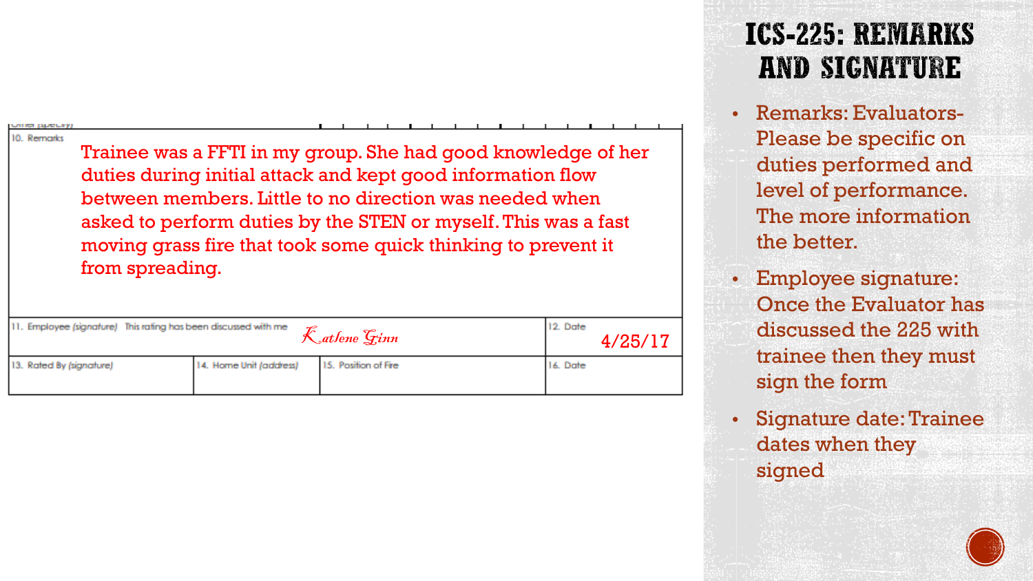# ICS-225: REMARKS AND SIGNATURE

| 10. Remarks | | | |
|---|---|---|---|
| Trainee was a FFTI in my group. She had good knowledge of her duties during initial attack and kept good information flow between members. Little to no direction was needed when asked to perform duties by the STEN or myself. This was a fast moving grass fire that took some quick thinking to prevent it from spreading. | | | |
| 11. Employee (signature) This rating has been discussed with me — Katlene Ginn | | | 12. Date 4/25/17 |
| 13. Rated By (signature) | 14. Home Unit (address) | 15. Position of Fire | 16. Date |

- Remarks: Evaluators- Please be specific on duties performed and level of performance. The more information the better.
- Employee signature: Once the Evaluator has discussed the 225 with trainee then they must sign the form
- Signature date: Trainee dates when they signed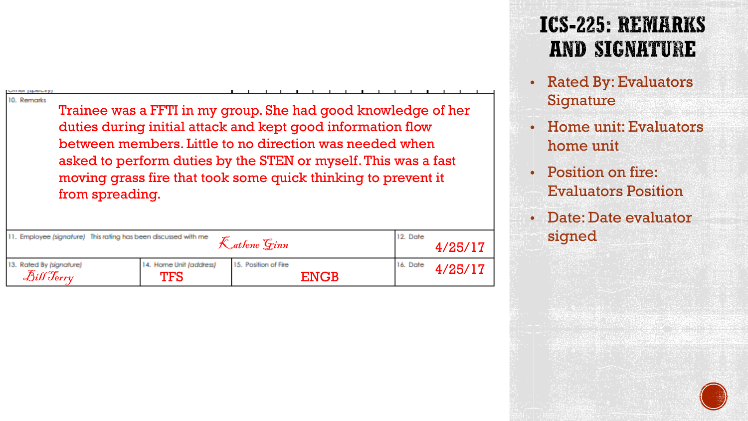# ICS-225: REMARKS AND SIGNATURE

10. Remarks

Trainee was a FFTI in my group. She had good knowledge of her duties during initial attack and kept good information flow between members. Little to no direction was needed when asked to perform duties by the STEN or myself. This was a fast moving grass fire that took some quick thinking to prevent it from spreading.

| 11. Employee (signature) This rating has been discussed with me | | | 12. Date |
|---|---|---|---|
| Katlene Ginn | | | 4/25/17 |
| 13. Rated By (signature) | 14. Home Unit (address) | 15. Position of Fire | 16. Date |
| Bill Terry | TFS | ENGB | 4/25/17 |

- Rated By: Evaluators Signature
- Home unit: Evaluators home unit
- Position on fire: Evaluators Position
- Date: Date evaluator signed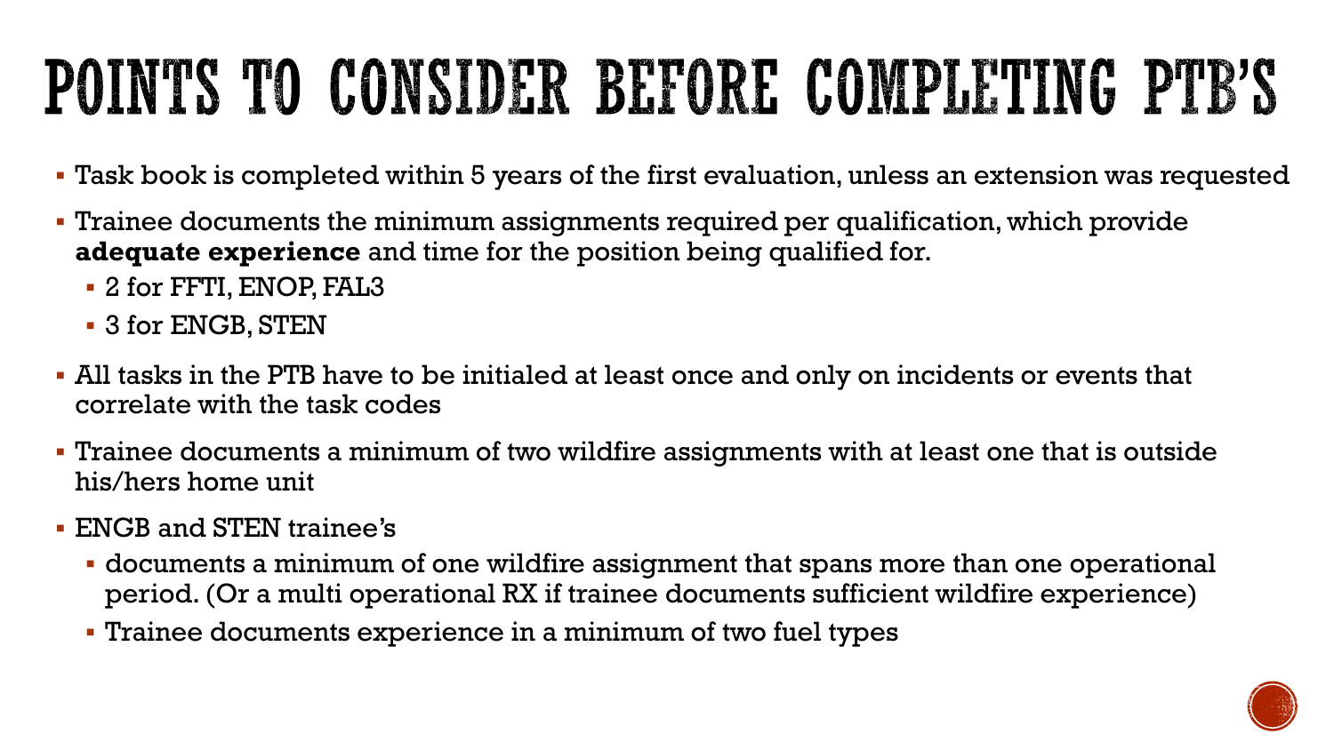# POINTS TO CONSIDER BEFORE COMPLETING PTB'S

- Task book is completed within 5 years of the first evaluation, unless an extension was requested
- Trainee documents the minimum assignments required per qualification, which provide **adequate experience** and time for the position being qualified for.
  - 2 for FFTI, ENOP, FAL3
  - 3 for ENGB, STEN
- All tasks in the PTB have to be initialed at least once and only on incidents or events that correlate with the task codes
- Trainee documents a minimum of two wildfire assignments with at least one that is outside his/hers home unit
- ENGB and STEN trainee's
  - documents a minimum of one wildfire assignment that spans more than one operational period. (Or a multi operational RX if trainee documents sufficient wildfire experience)
  - Trainee documents experience in a minimum of two fuel types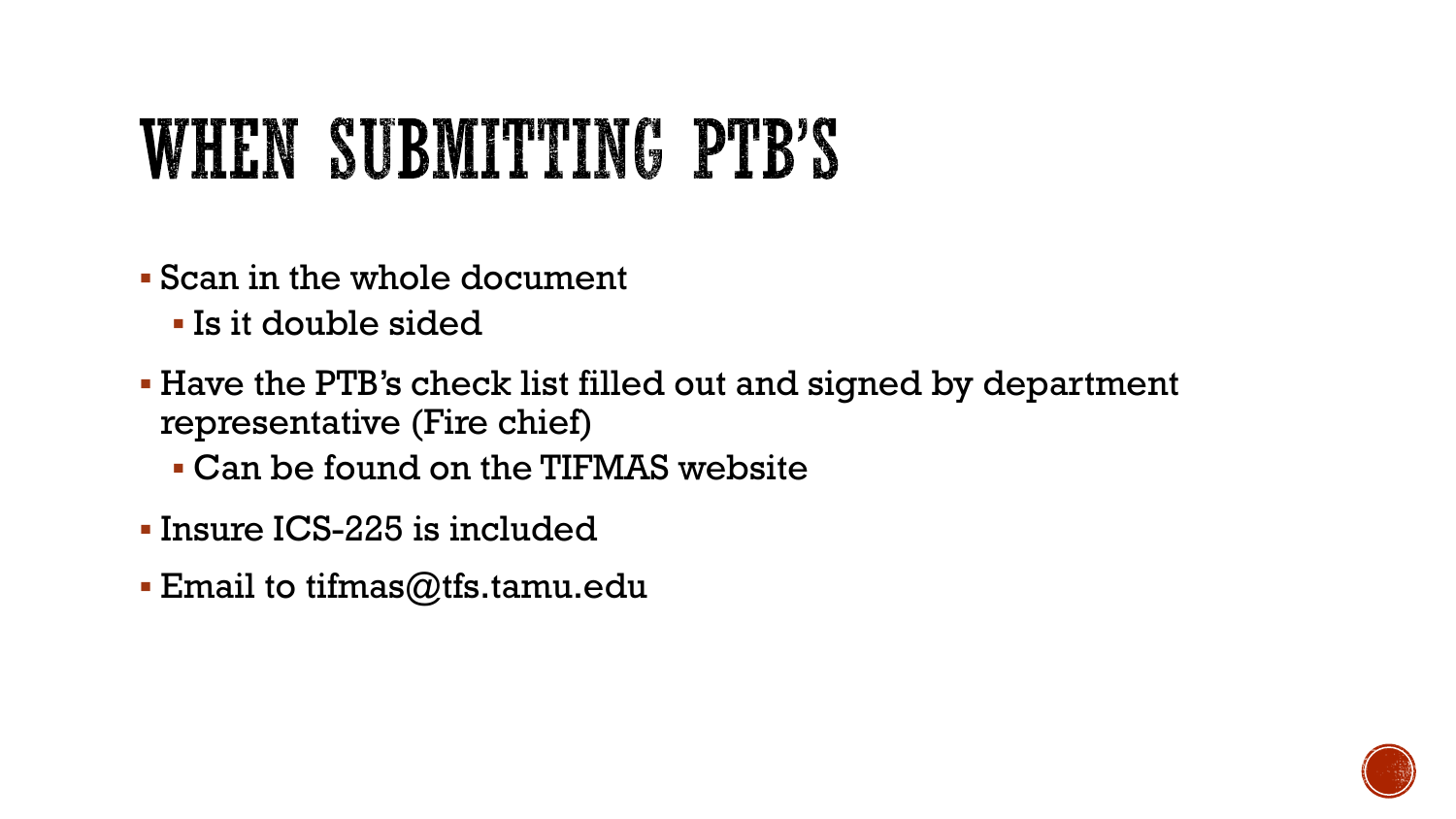# WHEN SUBMITTING PTB'S

- Scan in the whole document
  - Is it double sided
- Have the PTB's check list filled out and signed by department representative (Fire chief)
  - Can be found on the TIFMAS website
- Insure ICS-225 is included
- Email to tifmas@tfs.tamu.edu